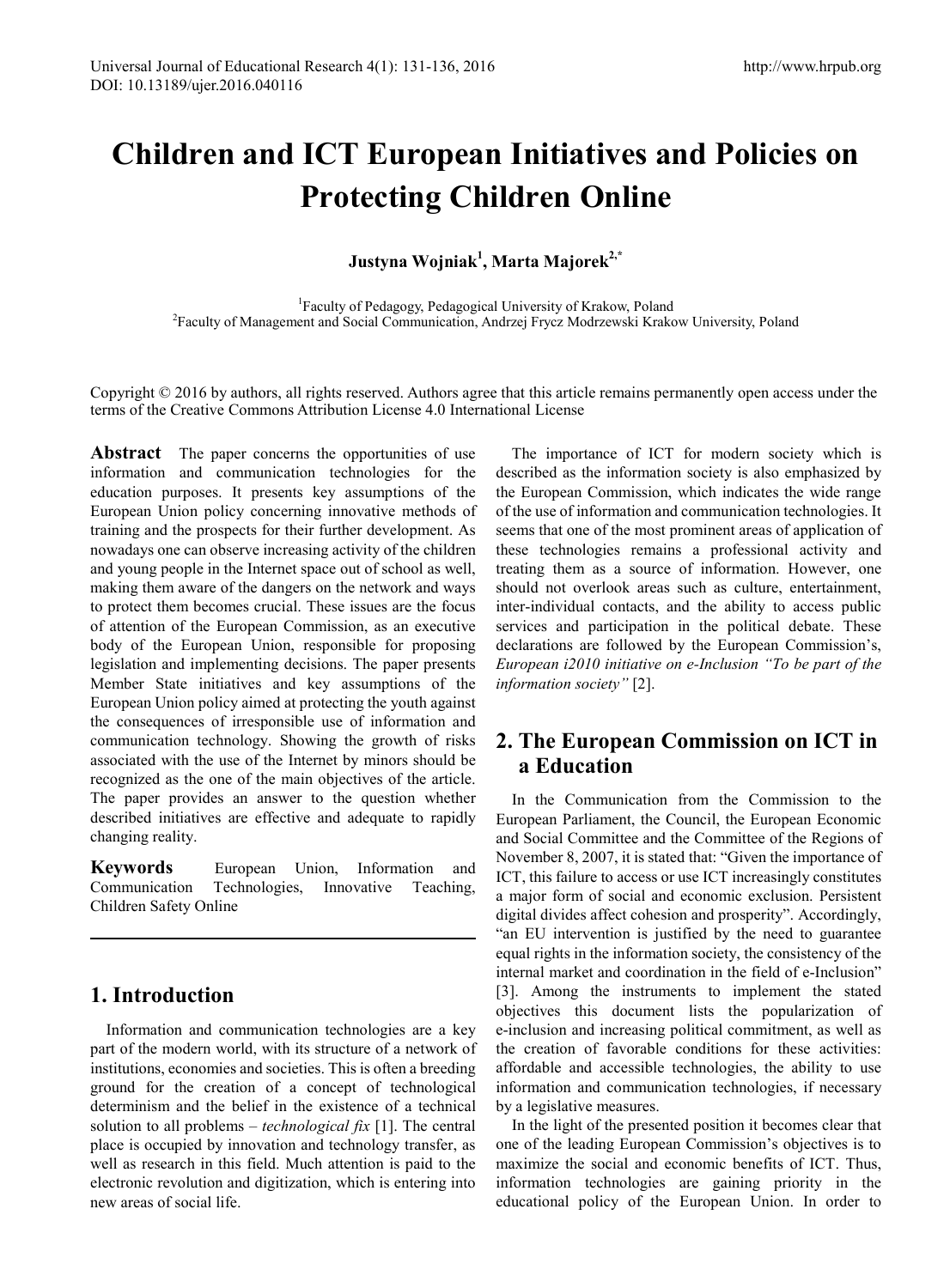# Children and ICT European Initiatives and Policies on Protecting Children Online

**Justyna Wojniak[1], Marta Majorek[2,*]**

[1]Faculty of Pedagogy, Pedagogical University of Krakow, Poland
[2]Faculty of Management and Social Communication, Andrzej Frycz Modrzewski Krakow University, Poland

Copyright © 2016 by authors, all rights reserved. Authors agree that this article remains permanently open access under the terms of the Creative Commons Attribution License 4.0 International License

**Abstract** The paper concerns the opportunities of use information and communication technologies for the education purposes. It presents key assumptions of the European Union policy concerning innovative methods of training and the prospects for their further development. As nowadays one can observe increasing activity of the children and young people in the Internet space out of school as well, making them aware of the dangers on the network and ways to protect them becomes crucial. These issues are the focus of attention of the European Commission, as an executive body of the European Union, responsible for proposing legislation and implementing decisions. The paper presents Member State initiatives and key assumptions of the European Union policy aimed at protecting the youth against the consequences of irresponsible use of information and communication technology. Showing the growth of risks associated with the use of the Internet by minors should be recognized as the one of the main objectives of the article. The paper provides an answer to the question whether described initiatives are effective and adequate to rapidly changing reality.

**Keywords** European Union, Information and Communication Technologies, Innovative Teaching, Children Safety Online

## 1. Introduction

Information and communication technologies are a key part of the modern world, with its structure of a network of institutions, economies and societies. This is often a breeding ground for the creation of a concept of technological determinism and the belief in the existence of a technical solution to all problems – *technological fix* [1]. The central place is occupied by innovation and technology transfer, as well as research in this field. Much attention is paid to the electronic revolution and digitization, which is entering into new areas of social life.

The importance of ICT for modern society which is described as the information society is also emphasized by the European Commission, which indicates the wide range of the use of information and communication technologies. It seems that one of the most prominent areas of application of these technologies remains a professional activity and treating them as a source of information. However, one should not overlook areas such as culture, entertainment, inter-individual contacts, and the ability to access public services and participation in the political debate. These declarations are followed by the European Commission's, *European i2010 initiative on e-Inclusion "To be part of the information society"* [2].

## 2. The European Commission on ICT in a Education

In the Communication from the Commission to the European Parliament, the Council, the European Economic and Social Committee and the Committee of the Regions of November 8, 2007, it is stated that: "Given the importance of ICT, this failure to access or use ICT increasingly constitutes a major form of social and economic exclusion. Persistent digital divides affect cohesion and prosperity". Accordingly, "an EU intervention is justified by the need to guarantee equal rights in the information society, the consistency of the internal market and coordination in the field of e-Inclusion" [3]. Among the instruments to implement the stated objectives this document lists the popularization of e-inclusion and increasing political commitment, as well as the creation of favorable conditions for these activities: affordable and accessible technologies, the ability to use information and communication technologies, if necessary by a legislative measures.

In the light of the presented position it becomes clear that one of the leading European Commission's objectives is to maximize the social and economic benefits of ICT. Thus, information technologies are gaining priority in the educational policy of the European Union. In order to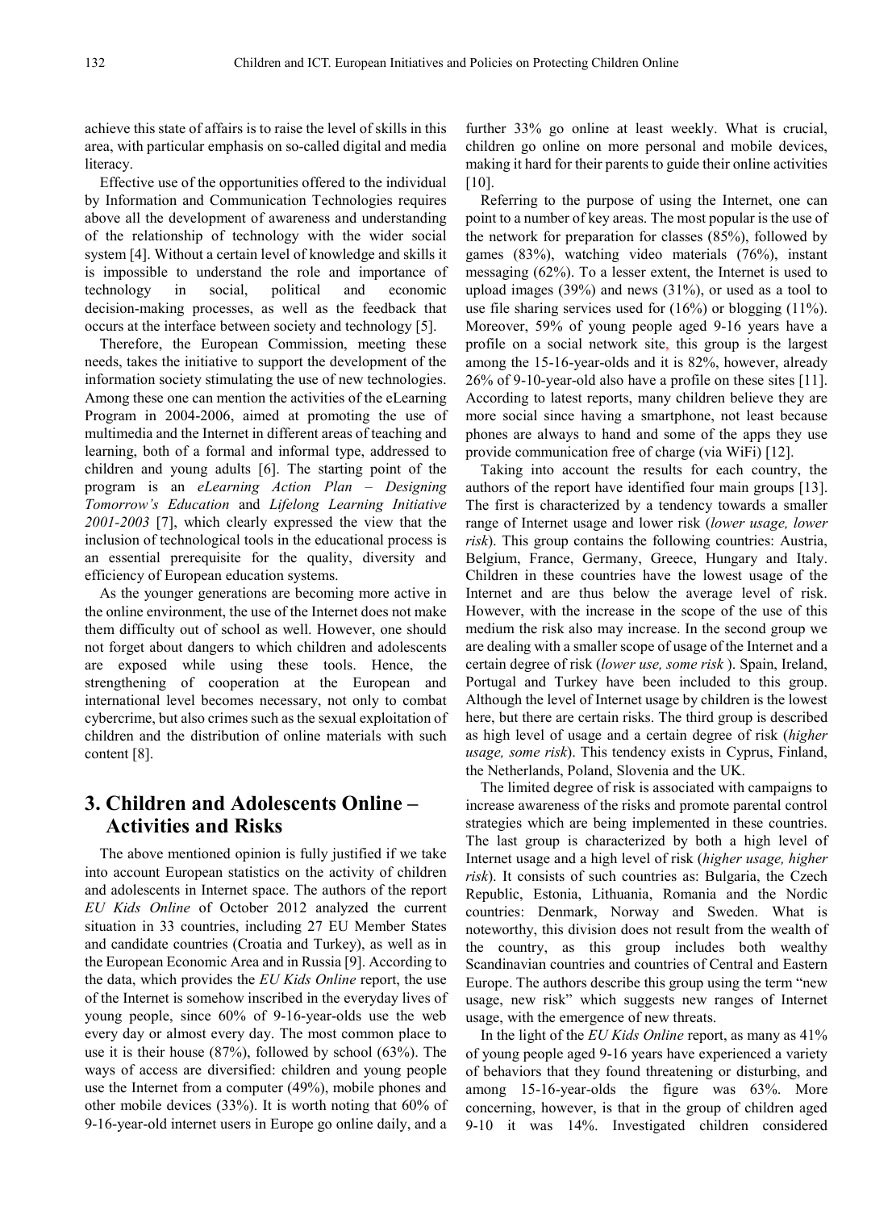achieve this state of affairs is to raise the level of skills in this area, with particular emphasis on so-called digital and media literacy.

Effective use of the opportunities offered to the individual by Information and Communication Technologies requires above all the development of awareness and understanding of the relationship of technology with the wider social system [4]. Without a certain level of knowledge and skills it is impossible to understand the role and importance of technology in social, political and economic decision-making processes, as well as the feedback that occurs at the interface between society and technology [5].

Therefore, the European Commission, meeting these needs, takes the initiative to support the development of the information society stimulating the use of new technologies. Among these one can mention the activities of the eLearning Program in 2004-2006, aimed at promoting the use of multimedia and the Internet in different areas of teaching and learning, both of a formal and informal type, addressed to children and young adults [6]. The starting point of the program is an *eLearning Action Plan – Designing Tomorrow's Education* and *Lifelong Learning Initiative 2001-2003* [7], which clearly expressed the view that the inclusion of technological tools in the educational process is an essential prerequisite for the quality, diversity and efficiency of European education systems.

As the younger generations are becoming more active in the online environment, the use of the Internet does not make them difficulty out of school as well. However, one should not forget about dangers to which children and adolescents are exposed while using these tools. Hence, the strengthening of cooperation at the European and international level becomes necessary, not only to combat cybercrime, but also crimes such as the sexual exploitation of children and the distribution of online materials with such content [8].

## 3. Children and Adolescents Online – Activities and Risks

The above mentioned opinion is fully justified if we take into account European statistics on the activity of children and adolescents in Internet space. The authors of the report *EU Kids Online* of October 2012 analyzed the current situation in 33 countries, including 27 EU Member States and candidate countries (Croatia and Turkey), as well as in the European Economic Area and in Russia [9]. According to the data, which provides the *EU Kids Online* report, the use of the Internet is somehow inscribed in the everyday lives of young people, since 60% of 9-16-year-olds use the web every day or almost every day. The most common place to use it is their house (87%), followed by school (63%). The ways of access are diversified: children and young people use the Internet from a computer (49%), mobile phones and other mobile devices (33%). It is worth noting that 60% of 9-16-year-old internet users in Europe go online daily, and a further 33% go online at least weekly. What is crucial, children go online on more personal and mobile devices, making it hard for their parents to guide their online activities [10].

Referring to the purpose of using the Internet, one can point to a number of key areas. The most popular is the use of the network for preparation for classes (85%), followed by games (83%), watching video materials (76%), instant messaging (62%). To a lesser extent, the Internet is used to upload images (39%) and news (31%), or used as a tool to use file sharing services used for (16%) or blogging (11%). Moreover, 59% of young people aged 9-16 years have a profile on a social network site, this group is the largest among the 15-16-year-olds and it is 82%, however, already 26% of 9-10-year-old also have a profile on these sites [11]. According to latest reports, many children believe they are more social since having a smartphone, not least because phones are always to hand and some of the apps they use provide communication free of charge (via WiFi) [12].

Taking into account the results for each country, the authors of the report have identified four main groups [13]. The first is characterized by a tendency towards a smaller range of Internet usage and lower risk (*lower usage, lower risk*). This group contains the following countries: Austria, Belgium, France, Germany, Greece, Hungary and Italy. Children in these countries have the lowest usage of the Internet and are thus below the average level of risk. However, with the increase in the scope of the use of this medium the risk also may increase. In the second group we are dealing with a smaller scope of usage of the Internet and a certain degree of risk (*lower use, some risk* ). Spain, Ireland, Portugal and Turkey have been included to this group. Although the level of Internet usage by children is the lowest here, but there are certain risks. The third group is described as high level of usage and a certain degree of risk (*higher usage, some risk*). This tendency exists in Cyprus, Finland, the Netherlands, Poland, Slovenia and the UK.

The limited degree of risk is associated with campaigns to increase awareness of the risks and promote parental control strategies which are being implemented in these countries. The last group is characterized by both a high level of Internet usage and a high level of risk (*higher usage, higher risk*). It consists of such countries as: Bulgaria, the Czech Republic, Estonia, Lithuania, Romania and the Nordic countries: Denmark, Norway and Sweden. What is noteworthy, this division does not result from the wealth of the country, as this group includes both wealthy Scandinavian countries and countries of Central and Eastern Europe. The authors describe this group using the term "new usage, new risk" which suggests new ranges of Internet usage, with the emergence of new threats.

In the light of the *EU Kids Online* report, as many as 41% of young people aged 9-16 years have experienced a variety of behaviors that they found threatening or disturbing, and among 15-16-year-olds the figure was 63%. More concerning, however, is that in the group of children aged 9-10 it was 14%. Investigated children considered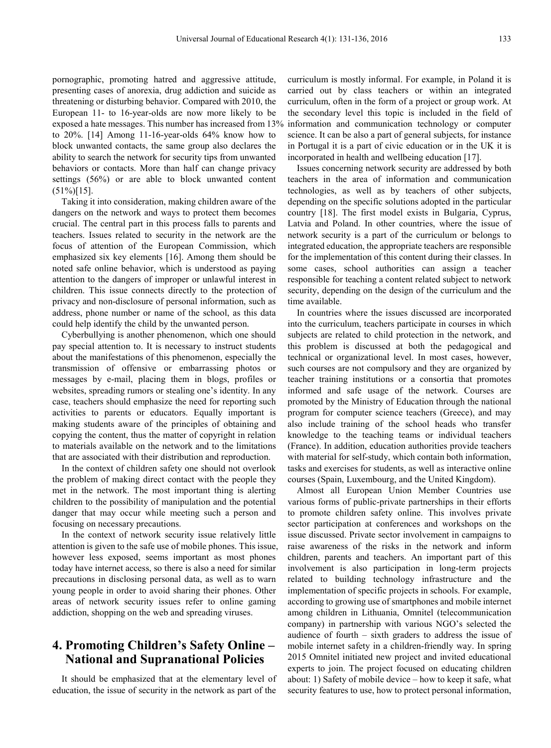pornographic, promoting hatred and aggressive attitude, presenting cases of anorexia, drug addiction and suicide as threatening or disturbing behavior. Compared with 2010, the European 11- to 16-year-olds are now more likely to be exposed a hate messages. This number has increased from 13% to 20%. [14] Among 11-16-year-olds 64% know how to block unwanted contacts, the same group also declares the ability to search the network for security tips from unwanted behaviors or contacts. More than half can change privacy settings (56%) or are able to block unwanted content (51%)[15].

Taking it into consideration, making children aware of the dangers on the network and ways to protect them becomes crucial. The central part in this process falls to parents and teachers. Issues related to security in the network are the focus of attention of the European Commission, which emphasized six key elements [16]. Among them should be noted safe online behavior, which is understood as paying attention to the dangers of improper or unlawful interest in children. This issue connects directly to the protection of privacy and non-disclosure of personal information, such as address, phone number or name of the school, as this data could help identify the child by the unwanted person.

Cyberbullying is another phenomenon, which one should pay special attention to. It is necessary to instruct students about the manifestations of this phenomenon, especially the transmission of offensive or embarrassing photos or messages by e-mail, placing them in blogs, profiles or websites, spreading rumors or stealing one's identity. In any case, teachers should emphasize the need for reporting such activities to parents or educators. Equally important is making students aware of the principles of obtaining and copying the content, thus the matter of copyright in relation to materials available on the network and to the limitations that are associated with their distribution and reproduction.

In the context of children safety one should not overlook the problem of making direct contact with the people they met in the network. The most important thing is alerting children to the possibility of manipulation and the potential danger that may occur while meeting such a person and focusing on necessary precautions.

In the context of network security issue relatively little attention is given to the safe use of mobile phones. This issue, however less exposed, seems important as most phones today have internet access, so there is also a need for similar precautions in disclosing personal data, as well as to warn young people in order to avoid sharing their phones. Other areas of network security issues refer to online gaming addiction, shopping on the web and spreading viruses.

## 4. Promoting Children's Safety Online – National and Supranational Policies

It should be emphasized that at the elementary level of education, the issue of security in the network as part of the curriculum is mostly informal. For example, in Poland it is carried out by class teachers or within an integrated curriculum, often in the form of a project or group work. At the secondary level this topic is included in the field of information and communication technology or computer science. It can be also a part of general subjects, for instance in Portugal it is a part of civic education or in the UK it is incorporated in health and wellbeing education [17].

Issues concerning network security are addressed by both teachers in the area of information and communication technologies, as well as by teachers of other subjects, depending on the specific solutions adopted in the particular country [18]. The first model exists in Bulgaria, Cyprus, Latvia and Poland. In other countries, where the issue of network security is a part of the curriculum or belongs to integrated education, the appropriate teachers are responsible for the implementation of this content during their classes. In some cases, school authorities can assign a teacher responsible for teaching a content related subject to network security, depending on the design of the curriculum and the time available.

In countries where the issues discussed are incorporated into the curriculum, teachers participate in courses in which subjects are related to child protection in the network, and this problem is discussed at both the pedagogical and technical or organizational level. In most cases, however, such courses are not compulsory and they are organized by teacher training institutions or a consortia that promotes informed and safe usage of the network. Courses are promoted by the Ministry of Education through the national program for computer science teachers (Greece), and may also include training of the school heads who transfer knowledge to the teaching teams or individual teachers (France). In addition, education authorities provide teachers with material for self-study, which contain both information, tasks and exercises for students, as well as interactive online courses (Spain, Luxembourg, and the United Kingdom).

Almost all European Union Member Countries use various forms of public-private partnerships in their efforts to promote children safety online. This involves private sector participation at conferences and workshops on the issue discussed. Private sector involvement in campaigns to raise awareness of the risks in the network and inform children, parents and teachers. An important part of this involvement is also participation in long-term projects related to building technology infrastructure and the implementation of specific projects in schools. For example, according to growing use of smartphones and mobile internet among children in Lithuania, Omnitel (telecommunication company) in partnership with various NGO's selected the audience of fourth – sixth graders to address the issue of mobile internet safety in a children-friendly way. In spring 2015 Omnitel initiated new project and invited educational experts to join. The project focused on educating children about: 1) Safety of mobile device – how to keep it safe, what security features to use, how to protect personal information,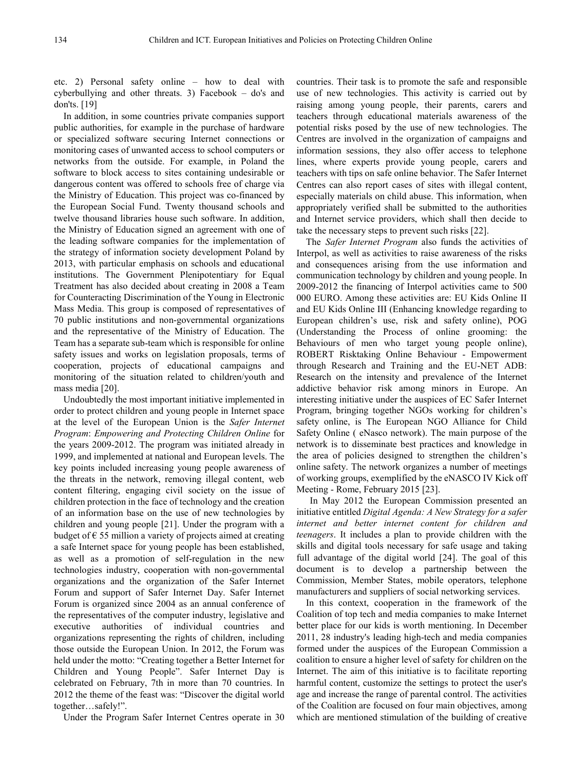etc. 2) Personal safety online – how to deal with cyberbullying and other threats. 3) Facebook – do's and don'ts. [19]

In addition, in some countries private companies support public authorities, for example in the purchase of hardware or specialized software securing Internet connections or monitoring cases of unwanted access to school computers or networks from the outside. For example, in Poland the software to block access to sites containing undesirable or dangerous content was offered to schools free of charge via the Ministry of Education. This project was co-financed by the European Social Fund. Twenty thousand schools and twelve thousand libraries house such software. In addition, the Ministry of Education signed an agreement with one of the leading software companies for the implementation of the strategy of information society development Poland by 2013, with particular emphasis on schools and educational institutions. The Government Plenipotentiary for Equal Treatment has also decided about creating in 2008 a Team for Counteracting Discrimination of the Young in Electronic Mass Media. This group is composed of representatives of 70 public institutions and non-governmental organizations and the representative of the Ministry of Education. The Team has a separate sub-team which is responsible for online safety issues and works on legislation proposals, terms of cooperation, projects of educational campaigns and monitoring of the situation related to children/youth and mass media [20].

Undoubtedly the most important initiative implemented in order to protect children and young people in Internet space at the level of the European Union is the *Safer Internet Program*: *Empowering and Protecting Children Online* for the years 2009-2012. The program was initiated already in 1999, and implemented at national and European levels. The key points included increasing young people awareness of the threats in the network, removing illegal content, web content filtering, engaging civil society on the issue of children protection in the face of technology and the creation of an information base on the use of new technologies by children and young people [21]. Under the program with a budget of € 55 million a variety of projects aimed at creating a safe Internet space for young people has been established, as well as a promotion of self-regulation in the new technologies industry, cooperation with non-governmental organizations and the organization of the Safer Internet Forum and support of Safer Internet Day. Safer Internet Forum is organized since 2004 as an annual conference of the representatives of the computer industry, legislative and executive authorities of individual countries and organizations representing the rights of children, including those outside the European Union. In 2012, the Forum was held under the motto: "Creating together a Better Internet for Children and Young People". Safer Internet Day is celebrated on February, 7th in more than 70 countries. In 2012 the theme of the feast was: "Discover the digital world together…safely!".

Under the Program Safer Internet Centres operate in 30 countries. Their task is to promote the safe and responsible use of new technologies. This activity is carried out by raising among young people, their parents, carers and teachers through educational materials awareness of the potential risks posed by the use of new technologies. The Centres are involved in the organization of campaigns and information sessions, they also offer access to telephone lines, where experts provide young people, carers and teachers with tips on safe online behavior. The Safer Internet Centres can also report cases of sites with illegal content, especially materials on child abuse. This information, when appropriately verified shall be submitted to the authorities and Internet service providers, which shall then decide to take the necessary steps to prevent such risks [22].

The *Safer Internet Program* also funds the activities of Interpol, as well as activities to raise awareness of the risks and consequences arising from the use information and communication technology by children and young people. In 2009-2012 the financing of Interpol activities came to 500 000 EURO. Among these activities are: EU Kids Online II and EU Kids Online III (Enhancing knowledge regarding to European children's use, risk and safety online), POG (Understanding the Process of online grooming: the Behaviours of men who target young people online), ROBERT Risktaking Online Behaviour - Empowerment through Research and Training and the EU-NET ADB: Research on the intensity and prevalence of the Internet addictive behavior risk among minors in Europe. An interesting initiative under the auspices of EC Safer Internet Program, bringing together NGOs working for children's safety online, is The European NGO Alliance for Child Safety Online ( eNasco network). The main purpose of the network is to disseminate best practices and knowledge in the area of policies designed to strengthen the children's online safety. The network organizes a number of meetings of working groups, exemplified by the eNASCO IV Kick off Meeting - Rome, February 2015 [23].

In May 2012 the European Commission presented an initiative entitled *Digital Agenda: A New Strategy for a safer internet and better internet content for children and teenagers*. It includes a plan to provide children with the skills and digital tools necessary for safe usage and taking full advantage of the digital world [24]. The goal of this document is to develop a partnership between the Commission, Member States, mobile operators, telephone manufacturers and suppliers of social networking services.

In this context, cooperation in the framework of the Coalition of top tech and media companies to make Internet better place for our kids is worth mentioning. In December 2011, 28 industry's leading high-tech and media companies formed under the auspices of the European Commission a coalition to ensure a higher level of safety for children on the Internet. The aim of this initiative is to facilitate reporting harmful content, customize the settings to protect the user's age and increase the range of parental control. The activities of the Coalition are focused on four main objectives, among which are mentioned stimulation of the building of creative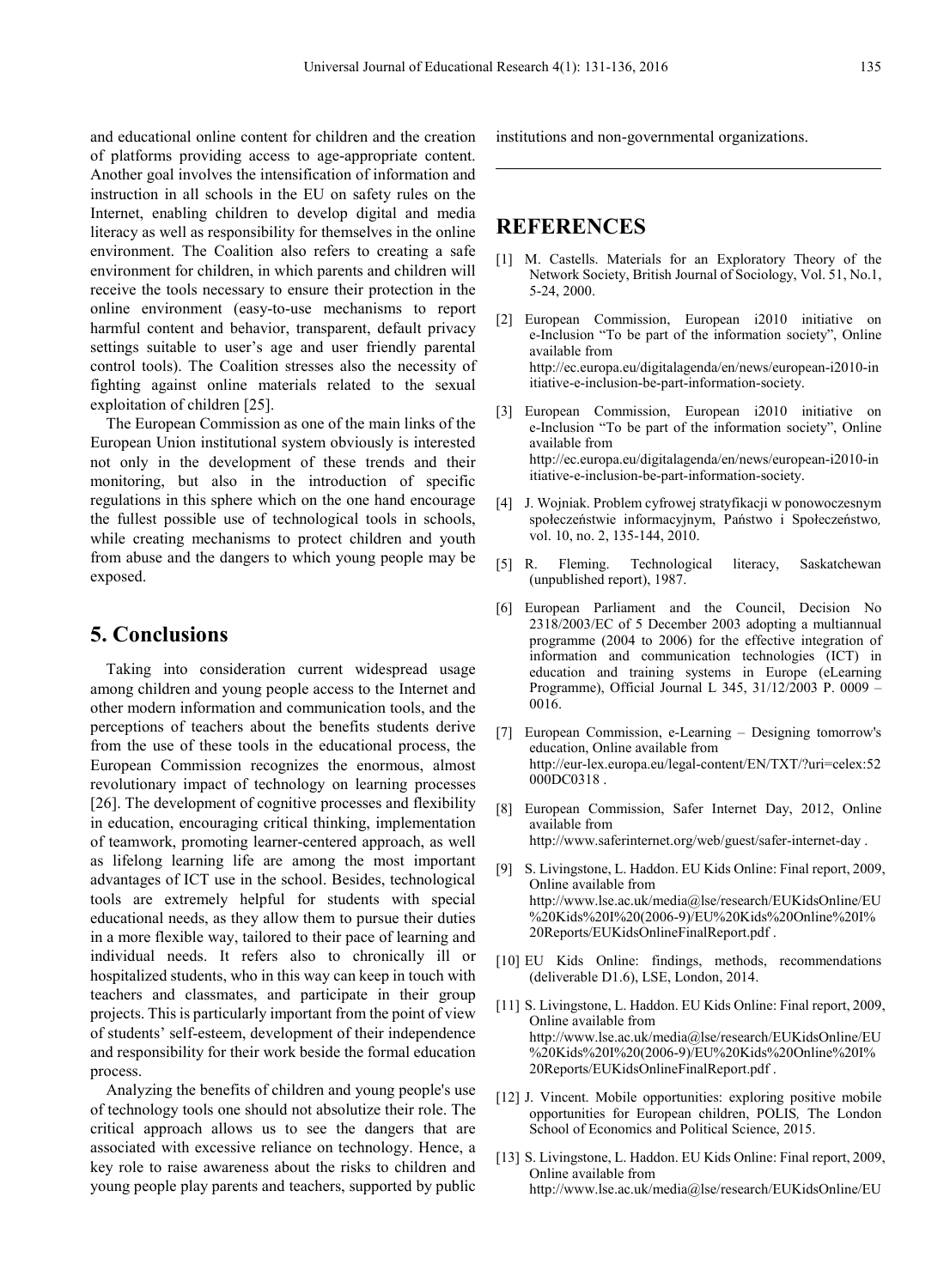and educational online content for children and the creation of platforms providing access to age-appropriate content. Another goal involves the intensification of information and instruction in all schools in the EU on safety rules on the Internet, enabling children to develop digital and media literacy as well as responsibility for themselves in the online environment. The Coalition also refers to creating a safe environment for children, in which parents and children will receive the tools necessary to ensure their protection in the online environment (easy-to-use mechanisms to report harmful content and behavior, transparent, default privacy settings suitable to user's age and user friendly parental control tools). The Coalition stresses also the necessity of fighting against online materials related to the sexual exploitation of children [25].

The European Commission as one of the main links of the European Union institutional system obviously is interested not only in the development of these trends and their monitoring, but also in the introduction of specific regulations in this sphere which on the one hand encourage the fullest possible use of technological tools in schools, while creating mechanisms to protect children and youth from abuse and the dangers to which young people may be exposed.

## 5. Conclusions

Taking into consideration current widespread usage among children and young people access to the Internet and other modern information and communication tools, and the perceptions of teachers about the benefits students derive from the use of these tools in the educational process, the European Commission recognizes the enormous, almost revolutionary impact of technology on learning processes [26]. The development of cognitive processes and flexibility in education, encouraging critical thinking, implementation of teamwork, promoting learner-centered approach, as well as lifelong learning life are among the most important advantages of ICT use in the school. Besides, technological tools are extremely helpful for students with special educational needs, as they allow them to pursue their duties in a more flexible way, tailored to their pace of learning and individual needs. It refers also to chronically ill or hospitalized students, who in this way can keep in touch with teachers and classmates, and participate in their group projects. This is particularly important from the point of view of students' self-esteem, development of their independence and responsibility for their work beside the formal education process.

Analyzing the benefits of children and young people's use of technology tools one should not absolutize their role. The critical approach allows us to see the dangers that are associated with excessive reliance on technology. Hence, a key role to raise awareness about the risks to children and young people play parents and teachers, supported by public institutions and non-governmental organizations.

## REFERENCES

[1] M. Castells. Materials for an Exploratory Theory of the Network Society, British Journal of Sociology, Vol. 51, No.1, 5-24, 2000.

[2] European Commission, European i2010 initiative on e-Inclusion "To be part of the information society", Online available from http://ec.europa.eu/digitalagenda/en/news/european-i2010-initiative-e-inclusion-be-part-information-society.

[3] European Commission, European i2010 initiative on e-Inclusion "To be part of the information society", Online available from http://ec.europa.eu/digitalagenda/en/news/european-i2010-initiative-e-inclusion-be-part-information-society.

[4] J. Wojniak. Problem cyfrowej stratyfikacji w ponowoczesnym społeczeństwie informacyjnym, Państwo i Społeczeństwo, vol. 10, no. 2, 135-144, 2010.

[5] R. Fleming. Technological literacy, Saskatchewan (unpublished report), 1987.

[6] European Parliament and the Council, Decision No 2318/2003/EC of 5 December 2003 adopting a multiannual programme (2004 to 2006) for the effective integration of information and communication technologies (ICT) in education and training systems in Europe (eLearning Programme), Official Journal L 345, 31/12/2003 P. 0009 – 0016.

[7] European Commission, e-Learning – Designing tomorrow's education, Online available from http://eur-lex.europa.eu/legal-content/EN/TXT/?uri=celex:52000DC0318 .

[8] European Commission, Safer Internet Day, 2012, Online available from http://www.saferinternet.org/web/guest/safer-internet-day .

[9] S. Livingstone, L. Haddon. EU Kids Online: Final report, 2009, Online available from http://www.lse.ac.uk/media@lse/research/EUKidsOnline/EU%20Kids%20I%20(2006-9)/EU%20Kids%20Online%20I%20Reports/EUKidsOnlineFinalReport.pdf .

[10] EU Kids Online: findings, methods, recommendations (deliverable D1.6), LSE, London, 2014.

[11] S. Livingstone, L. Haddon. EU Kids Online: Final report, 2009, Online available from http://www.lse.ac.uk/media@lse/research/EUKidsOnline/EU%20Kids%20I%20(2006-9)/EU%20Kids%20Online%20I%20Reports/EUKidsOnlineFinalReport.pdf .

[12] J. Vincent. Mobile opportunities: exploring positive mobile opportunities for European children, POLIS, The London School of Economics and Political Science, 2015.

[13] S. Livingstone, L. Haddon. EU Kids Online: Final report, 2009, Online available from http://www.lse.ac.uk/media@lse/research/EUKidsOnline/EU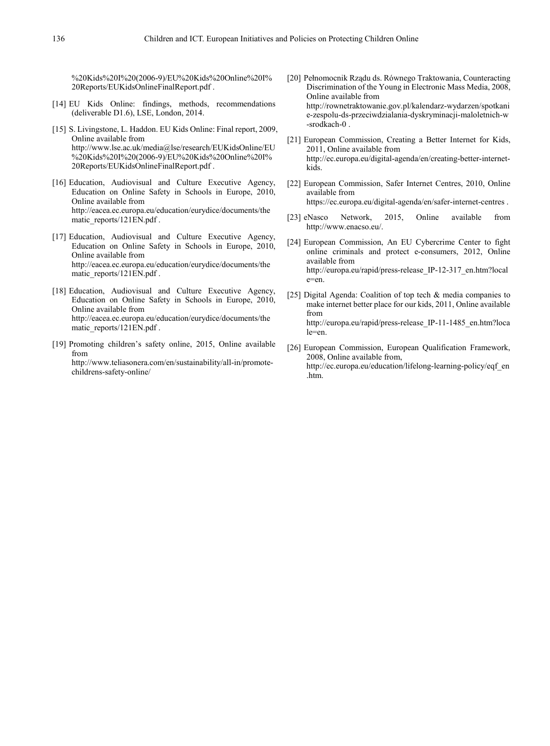%20Kids%20I%20(2006-9)/EU%20Kids%20Online%20I%20Reports/EUKidsOnlineFinalReport.pdf .

[14] EU Kids Online: findings, methods, recommendations (deliverable D1.6), LSE, London, 2014.

[15] S. Livingstone, L. Haddon. EU Kids Online: Final report, 2009, Online available from http://www.lse.ac.uk/media@lse/research/EUKidsOnline/EU%20Kids%20I%20(2006-9)/EU%20Kids%20Online%20I%20Reports/EUKidsOnlineFinalReport.pdf .

[16] Education, Audiovisual and Culture Executive Agency, Education on Online Safety in Schools in Europe, 2010, Online available from http://eacea.ec.europa.eu/education/eurydice/documents/thematic_reports/121EN.pdf .

[17] Education, Audiovisual and Culture Executive Agency, Education on Online Safety in Schools in Europe, 2010, Online available from http://eacea.ec.europa.eu/education/eurydice/documents/thematic_reports/121EN.pdf .

[18] Education, Audiovisual and Culture Executive Agency, Education on Online Safety in Schools in Europe, 2010, Online available from http://eacea.ec.europa.eu/education/eurydice/documents/thematic_reports/121EN.pdf .

[19] Promoting children's safety online, 2015, Online available from http://www.teliasonera.com/en/sustainability/all-in/promote-childrens-safety-online/

[20] Pełnomocnik Rządu ds. Równego Traktowania, Counteracting Discrimination of the Young in Electronic Mass Media, 2008, Online available from http://rownetraktowanie.gov.pl/kalendarz-wydarzen/spotkanie-zespolu-ds-przeciwdzialania-dyskryminacji-maloletnich-w-srodkach-0 .

[21] European Commission, Creating a Better Internet for Kids, 2011, Online available from http://ec.europa.eu/digital-agenda/en/creating-better-internet-kids.

[22] European Commission, Safer Internet Centres, 2010, Online available from https://ec.europa.eu/digital-agenda/en/safer-internet-centres .

[23] eNasco Network, 2015, Online available from http://www.enacso.eu/.

[24] European Commission, An EU Cybercrime Center to fight online criminals and protect e-consumers, 2012, Online available from http://europa.eu/rapid/press-release_IP-12-317_en.htm?locale=en.

[25] Digital Agenda: Coalition of top tech & media companies to make internet better place for our kids, 2011, Online available from http://europa.eu/rapid/press-release_IP-11-1485_en.htm?locale=en.

[26] European Commission, European Qualification Framework, 2008, Online available from, http://ec.europa.eu/education/lifelong-learning-policy/eqf_en.htm.